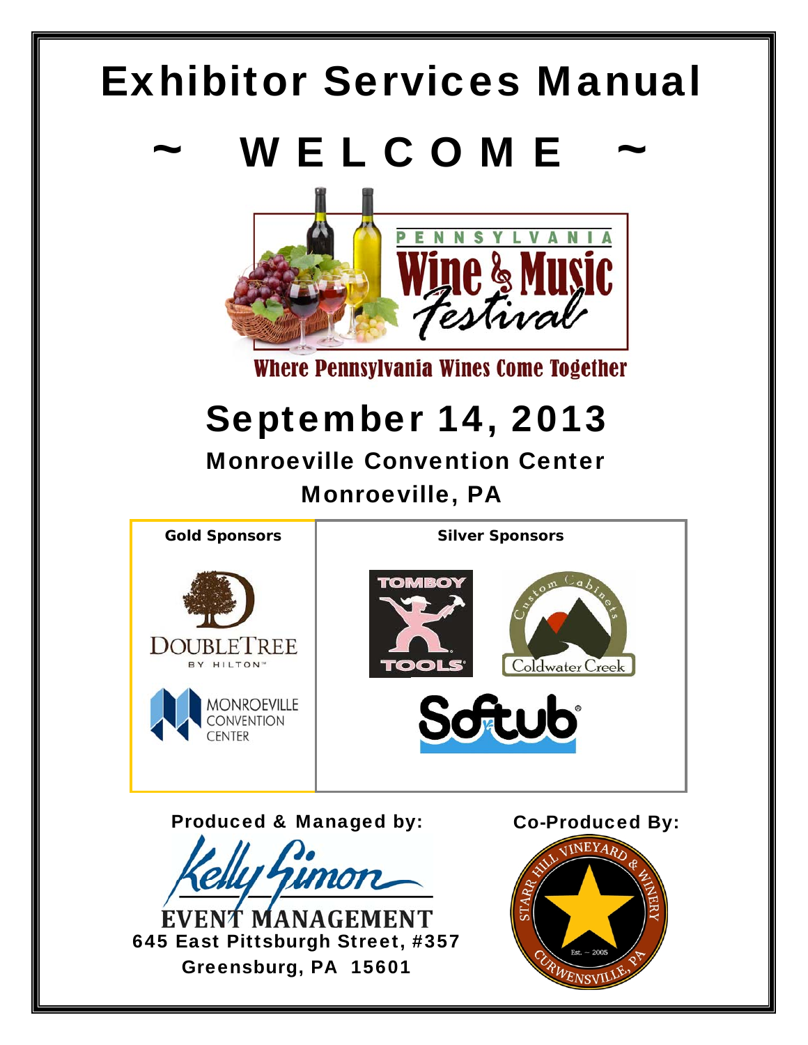# Exhibitor Services Manual

## ~ WELCOME ~

PENNSYLVANIA Wine & Music Festival

Where Pennsylvania Wines Come Together

## September 14, 2013

### Monroeville Convention Center

### Monroeville, PA

| Gold Sponsors | Silver Sponsors |
| --- | --- |
| DoubleTree by Hilton | Tomboy Tools |
| Monroeville Convention Center | Custom Cabinets Coldwater Creek |
| | Softub |

**Produced & Managed by:**

Kelly Gimon Event Management
645 East Pittsburgh Street, #357
Greensburg, PA 15601

**Co-Produced By:**

Starr Hill Vineyard & Winery
Est. – 2005
Curwensville, PA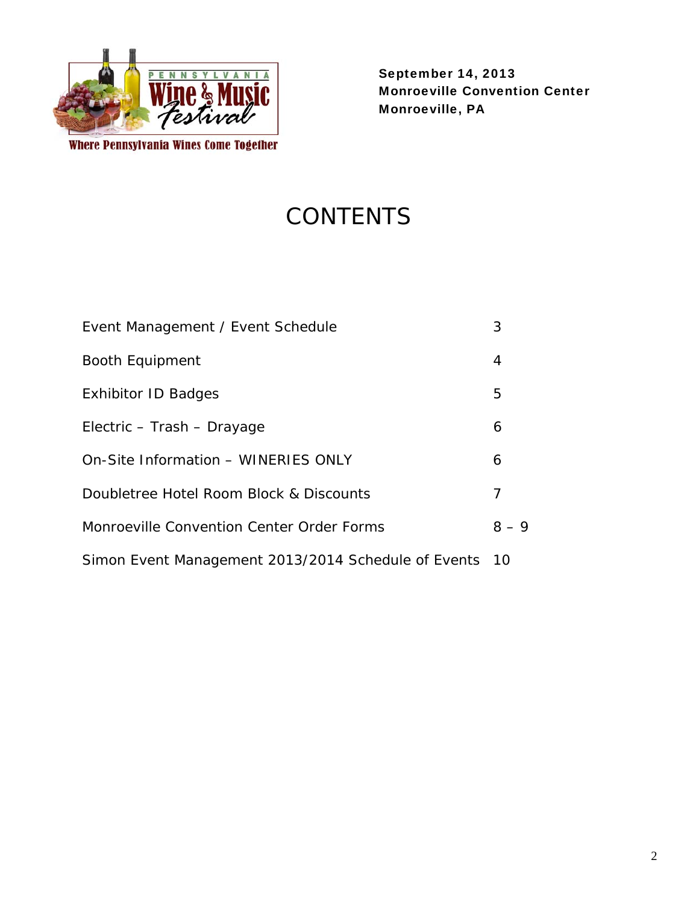Pennsylvania Wine & Music Festival

Where Pennsylvania Wines Come Together

**September 14, 2013**
**Monroeville Convention Center**
**Monroeville, PA**

# CONTENTS

| | |
|---|---|
| Event Management / Event Schedule | 3 |
| Booth Equipment | 4 |
| Exhibitor ID Badges | 5 |
| Electric – Trash – Drayage | 6 |
| On-Site Information – WINERIES ONLY | 6 |
| Doubletree Hotel Room Block & Discounts | 7 |
| Monroeville Convention Center Order Forms | 8 – 9 |
| Simon Event Management 2013/2014 Schedule of Events | 10 |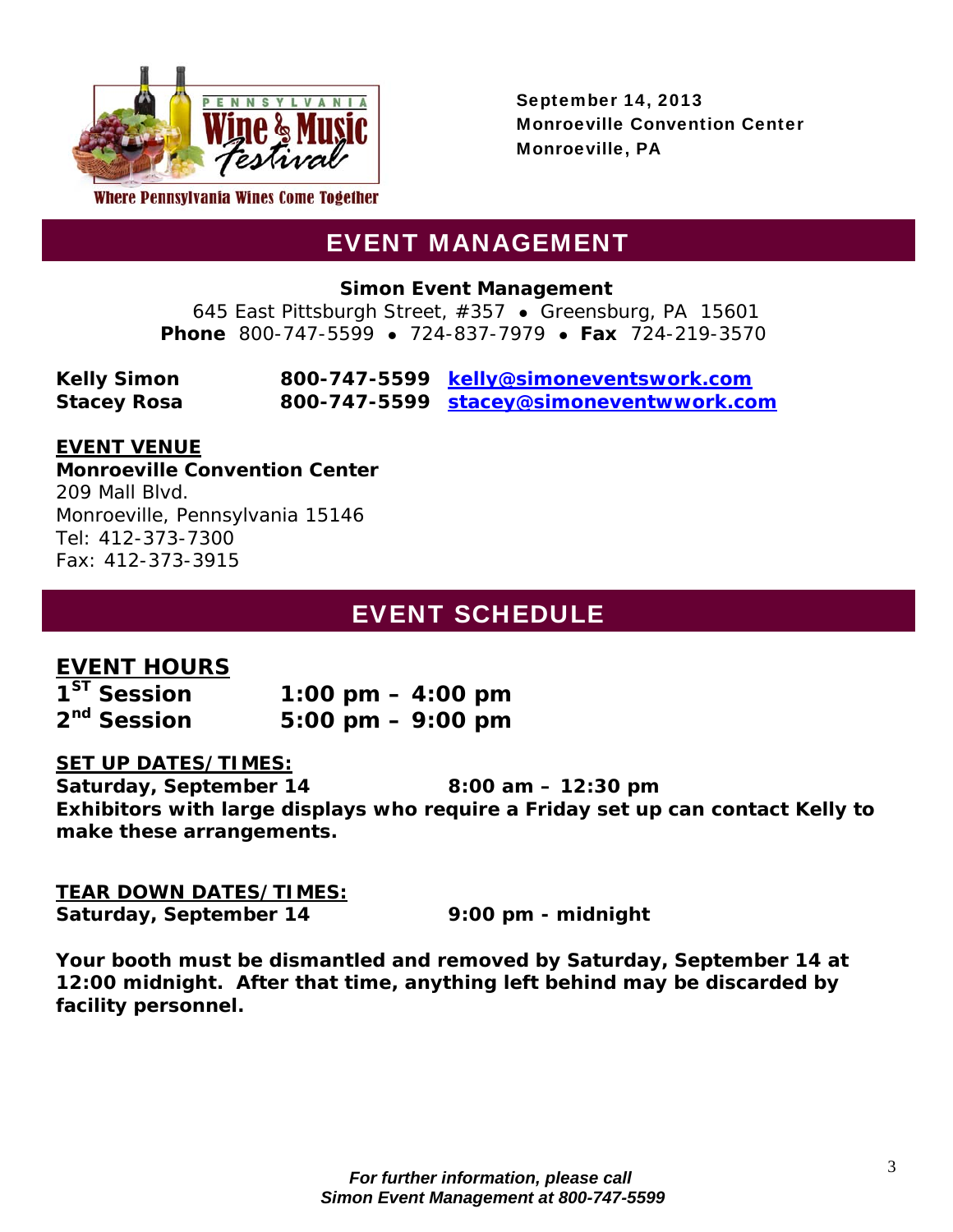Where Pennsylvania Wines Come Together

**September 14, 2013**
**Monroeville Convention Center**
**Monroeville, PA**

# EVENT MANAGEMENT

**Simon Event Management**
645 East Pittsburgh Street, #357 • Greensburg, PA 15601
**Phone** 800-747-5599 • 724-837-7979 • **Fax** 724-219-3570

| | | |
|---|---|---|
| **Kelly Simon** | **800-747-5599** | **kelly@simoneventswork.com** |
| **Stacey Rosa** | **800-747-5599** | **stacey@simoneventwwork.com** |

**EVENT VENUE**
**Monroeville Convention Center**
209 Mall Blvd.
Monroeville, Pennsylvania 15146
Tel: 412-373-7300
Fax: 412-373-3915

# EVENT SCHEDULE

## EVENT HOURS

| | |
|---|---|
| **1ST Session** | **1:00 pm – 4:00 pm** |
| **2nd Session** | **5:00 pm – 9:00 pm** |

**SET UP DATES/TIMES:**
**Saturday, September 14** **8:00 am – 12:30 pm**
**Exhibitors with large displays who require a Friday set up can contact Kelly to make these arrangements.**

**TEAR DOWN DATES/TIMES:**
**Saturday, September 14** **9:00 pm - midnight**

**Your booth must be dismantled and removed by Saturday, September 14 at 12:00 midnight. After that time, anything left behind may be discarded by facility personnel.**

***For further information, please call Simon Event Management at 800-747-5599***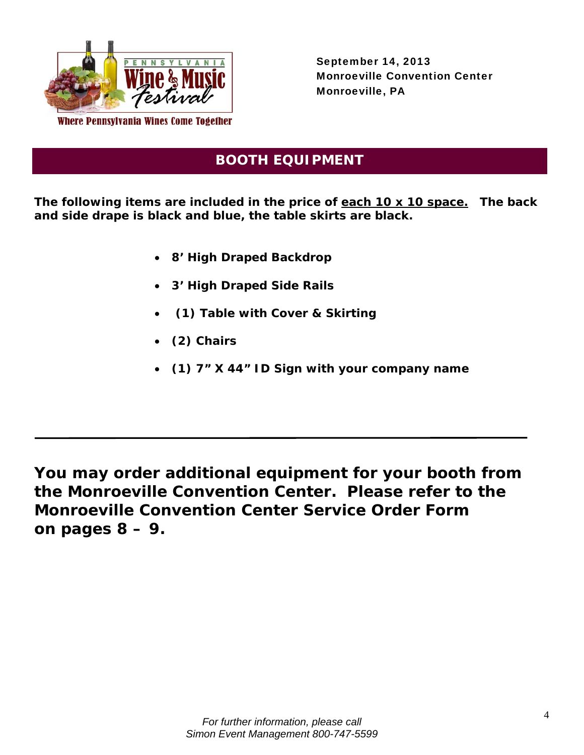September 14, 2013
Monroeville Convention Center
Monroeville, PA

## BOOTH EQUIPMENT

**The following items are included in the price of <u>each 10 x 10 space.</u> The back and side drape is black and blue, the table skirts are black.**

- **8' High Draped Backdrop**
- **3' High Draped Side Rails**
- **(1) Table with Cover & Skirting**
- **(2) Chairs**
- **(1) 7" X 44" ID Sign with your company name**

---

**You may order additional equipment for your booth from the Monroeville Convention Center. Please refer to the Monroeville Convention Center Service Order Form on pages 8 – 9.**

*For further information, please call*
*Simon Event Management 800-747-5599*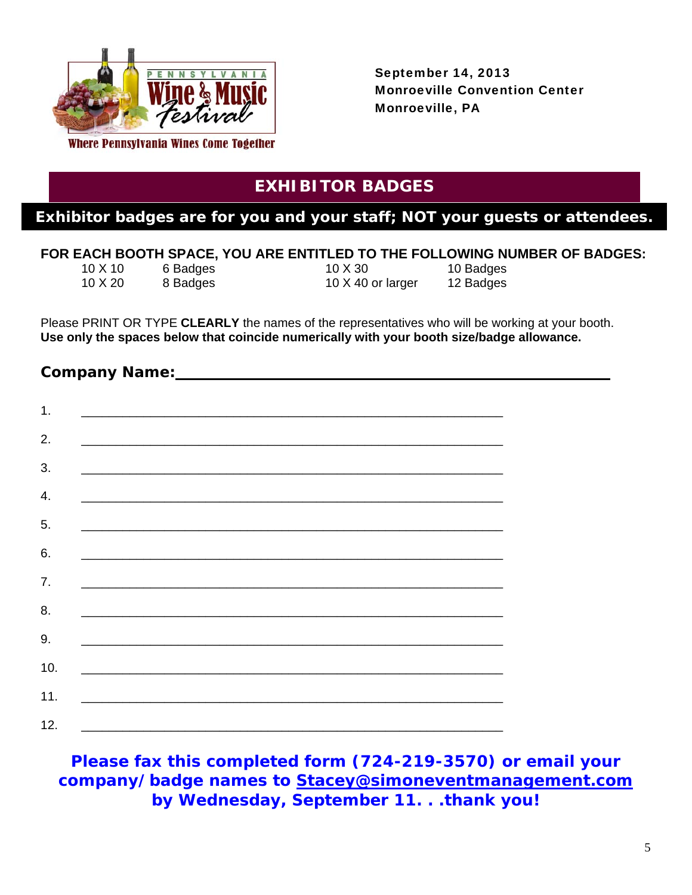PENNSYLVANIA Wine & Music Festival

Where Pennsylvania Wines Come Together

**September 14, 2013**
**Monroeville Convention Center**
**Monroeville, PA**

## EXHIBITOR BADGES

**Exhibitor badges are for you and your staff; NOT your guests or attendees.**

**FOR EACH BOOTH SPACE, YOU ARE ENTITLED TO THE FOLLOWING NUMBER OF BADGES:**

| | | | |
|---|---|---|---|
| 10 X 10 | 6 Badges | 10 X 30 | 10 Badges |
| 10 X 20 | 8 Badges | 10 X 40 or larger | 12 Badges |

Please PRINT OR TYPE **CLEARLY** the names of the representatives who will be working at your booth. **Use only the spaces below that coincide numerically with your booth size/badge allowance.**

**Company Name:**_______________________________________________

1. _______________________________________________
2. _______________________________________________
3. _______________________________________________
4. _______________________________________________
5. _______________________________________________
6. _______________________________________________
7. _______________________________________________
8. _______________________________________________
9. _______________________________________________
10. _______________________________________________
11. _______________________________________________
12. _______________________________________________

**Please fax this completed form (724-219-3570) or email your company/badge names to Stacey@simoneventmanagement.com by Wednesday, September 11. . .thank you!**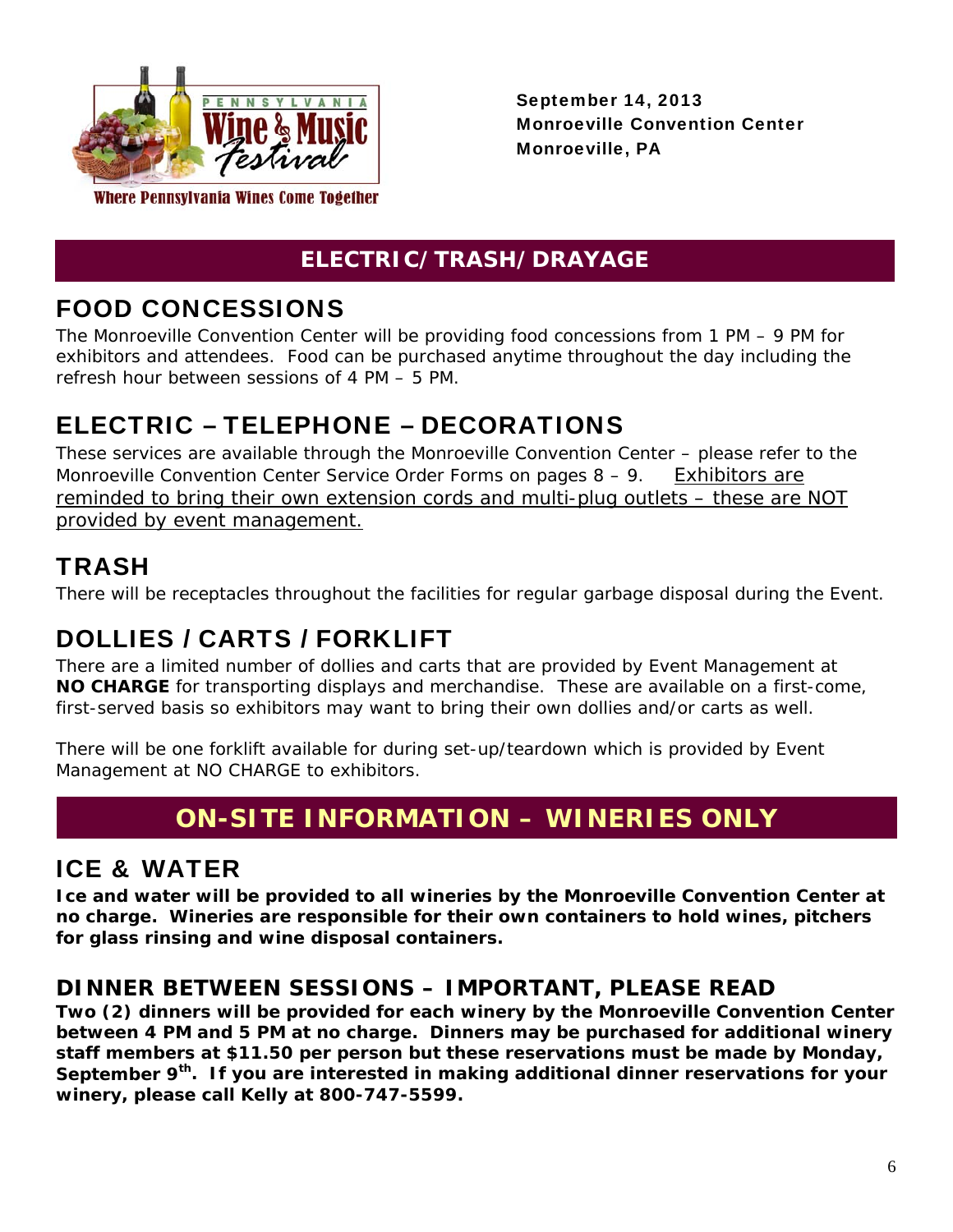Where Pennsylvania Wines Come Together

**September 14, 2013**
**Monroeville Convention Center**
**Monroeville, PA**

## ELECTRIC/TRASH/DRAYAGE

### FOOD CONCESSIONS

The Monroeville Convention Center will be providing food concessions from 1 PM – 9 PM for exhibitors and attendees. Food can be purchased anytime throughout the day including the refresh hour between sessions of 4 PM – 5 PM.

### ELECTRIC – TELEPHONE – DECORATIONS

These services are available through the Monroeville Convention Center – please refer to the Monroeville Convention Center Service Order Forms on pages 8 – 9. Exhibitors are reminded to bring their own extension cords and multi-plug outlets – these are NOT provided by event management.

### TRASH

There will be receptacles throughout the facilities for regular garbage disposal during the Event.

### DOLLIES / CARTS / FORKLIFT

There are a limited number of dollies and carts that are provided by Event Management at **NO CHARGE** for transporting displays and merchandise. These are available on a first-come, first-served basis so exhibitors may want to bring their own dollies and/or carts as well.

There will be one forklift available for during set-up/teardown which is provided by Event Management at NO CHARGE to exhibitors.

## ON-SITE INFORMATION – WINERIES ONLY

### ICE & WATER

**Ice and water will be provided to all wineries by the Monroeville Convention Center at no charge. Wineries are responsible for their own containers to hold wines, pitchers for glass rinsing and wine disposal containers.**

### DINNER BETWEEN SESSIONS – IMPORTANT, PLEASE READ

**Two (2) dinners will be provided for each winery by the Monroeville Convention Center between 4 PM and 5 PM at no charge. Dinners may be purchased for additional winery staff members at $11.50 per person but these reservations must be made by Monday, September 9th. If you are interested in making additional dinner reservations for your winery, please call Kelly at 800-747-5599.**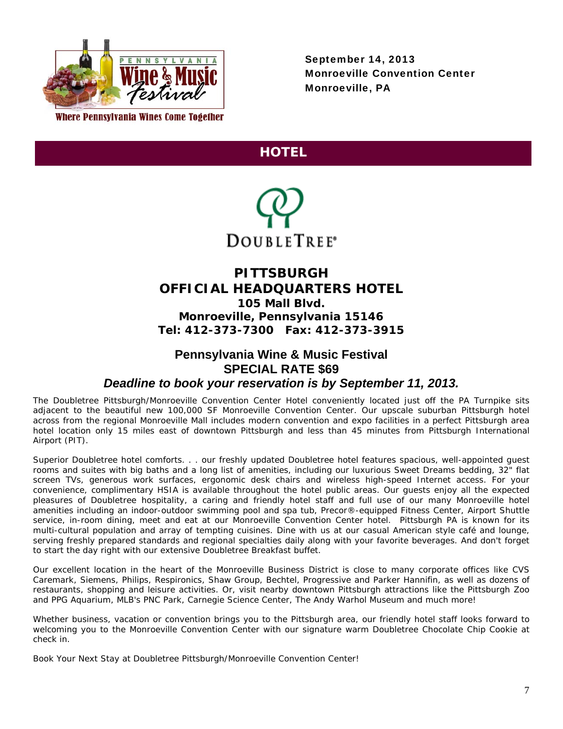Where Pennsylvania Wines Come Together

**September 14, 2013**
**Monroeville Convention Center**
**Monroeville, PA**

## HOTEL

DOUBLETREE

### PITTSBURGH
### OFFICIAL HEADQUARTERS HOTEL

**105 Mall Blvd.**
**Monroeville, Pennsylvania 15146**
**Tel: 412-373-7300 Fax: 412-373-3915**

**Pennsylvania Wine & Music Festival**
**SPECIAL RATE $69**
***Deadline to book your reservation is by September 11, 2013.***

The Doubletree Pittsburgh/Monroeville Convention Center Hotel conveniently located just off the PA Turnpike sits adjacent to the beautiful new 100,000 SF Monroeville Convention Center. Our upscale suburban Pittsburgh hotel across from the regional Monroeville Mall includes modern convention and expo facilities in a perfect Pittsburgh area hotel location only 15 miles east of downtown Pittsburgh and less than 45 minutes from Pittsburgh International Airport (PIT).

Superior Doubletree hotel comforts. . . our freshly updated Doubletree hotel features spacious, well-appointed guest rooms and suites with big baths and a long list of amenities, including our luxurious Sweet Dreams bedding, 32" flat screen TVs, generous work surfaces, ergonomic desk chairs and wireless high-speed Internet access. For your convenience, complimentary HSIA is available throughout the hotel public areas. Our guests enjoy all the expected pleasures of Doubletree hospitality, a caring and friendly hotel staff and full use of our many Monroeville hotel amenities including an indoor-outdoor swimming pool and spa tub, Precor®-equipped Fitness Center, Airport Shuttle service, in-room dining, meet and eat at our Monroeville Convention Center hotel. Pittsburgh PA is known for its multi-cultural population and array of tempting cuisines. Dine with us at our casual American style café and lounge, serving freshly prepared standards and regional specialties daily along with your favorite beverages. And don't forget to start the day right with our extensive Doubletree Breakfast buffet.

Our excellent location in the heart of the Monroeville Business District is close to many corporate offices like CVS Caremark, Siemens, Philips, Respironics, Shaw Group, Bechtel, Progressive and Parker Hannifin, as well as dozens of restaurants, shopping and leisure activities. Or, visit nearby downtown Pittsburgh attractions like the Pittsburgh Zoo and PPG Aquarium, MLB's PNC Park, Carnegie Science Center, The Andy Warhol Museum and much more!

Whether business, vacation or convention brings you to the Pittsburgh area, our friendly hotel staff looks forward to welcoming you to the Monroeville Convention Center with our signature warm Doubletree Chocolate Chip Cookie at check in.

Book Your Next Stay at Doubletree Pittsburgh/Monroeville Convention Center!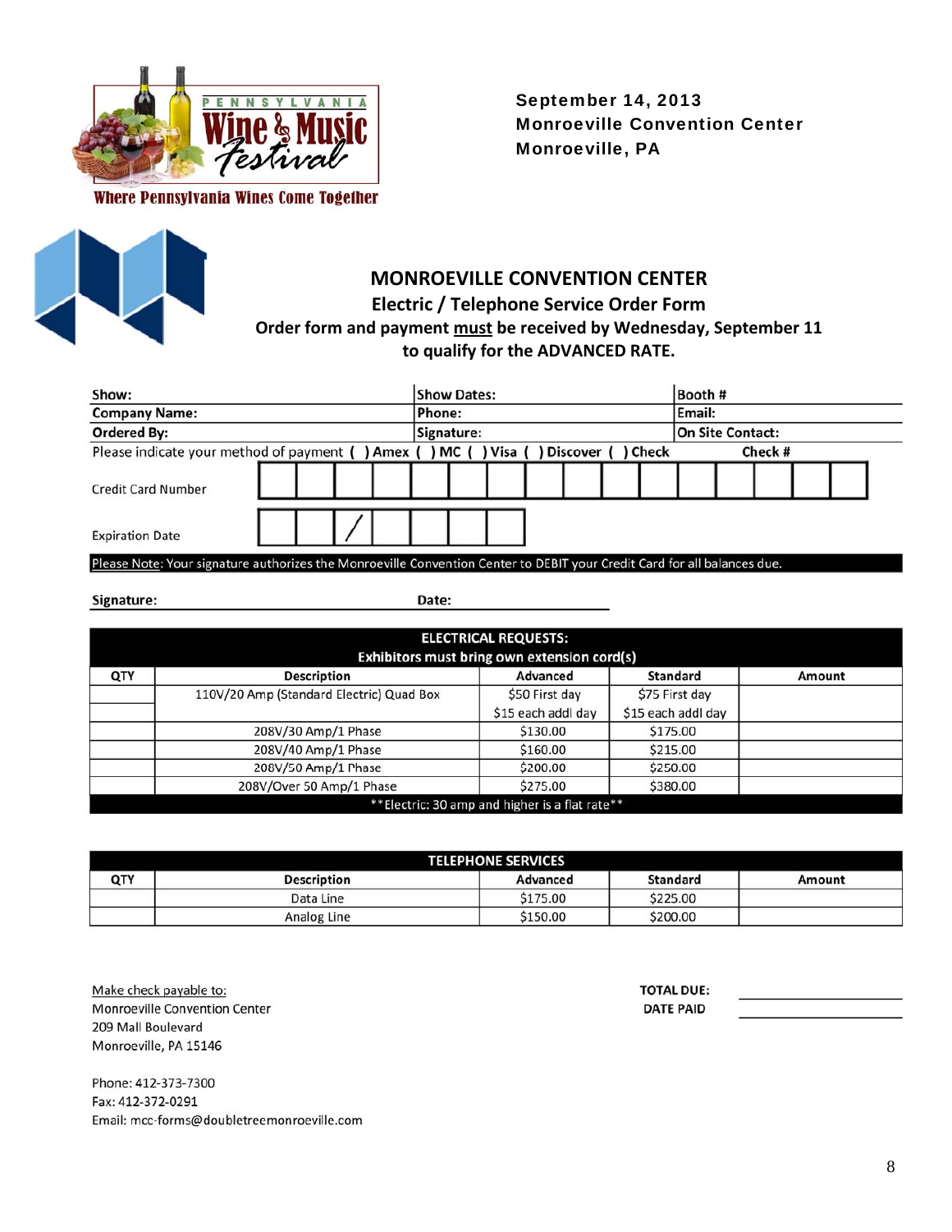Pennsylvania Wine & Music Festival

Where Pennsylvania Wines Come Together

**September 14, 2013**
**Monroeville Convention Center**
**Monroeville, PA**

## MONROEVILLE CONVENTION CENTER

### Electric / Telephone Service Order Form

**Order form and payment must be received by Wednesday, September 11 to qualify for the ADVANCED RATE.**

| Show: | Show Dates: | Booth # |
|---|---|---|
| **Company Name:** | **Phone:** | **Email:** |
| **Ordered By:** | **Signature:** | **On Site Contact:** |

Please indicate your method of payment ( ) Amex ( ) MC ( ) Visa ( ) Discover ( ) Check  **Check #**

Credit Card Number

Expiration Date   /

Please Note: Your signature authorizes the Monroeville Convention Center to DEBIT your Credit Card for all balances due.

**Signature:** \_\_\_\_\_\_\_\_\_\_\_\_\_\_\_\_\_\_\_\_ **Date:** \_\_\_\_\_\_\_\_\_\_\_\_\_\_\_\_\_\_\_\_

**ELECTRICAL REQUESTS:**
**Exhibitors must bring own extension cord(s)**

| QTY | Description | Advanced | Standard | Amount |
|---|---|---|---|---|
| | 110V/20 Amp (Standard Electric) Quad Box | $50 First day | $75 First day | |
| | | $15 each addl day | $15 each addl day | |
| | 208V/30 Amp/1 Phase | $130.00 | $175.00 | |
| | 208V/40 Amp/1 Phase | $160.00 | $215.00 | |
| | 208V/50 Amp/1 Phase | $200.00 | $250.00 | |
| | 208V/Over 50 Amp/1 Phase | $275.00 | $380.00 | |

\*\*Electric: 30 amp and higher is a flat rate\*\*

**TELEPHONE SERVICES**

| QTY | Description | Advanced | Standard | Amount |
|---|---|---|---|---|
| | Data Line | $175.00 | $225.00 | |
| | Analog Line | $150.00 | $200.00 | |

Make check payable to:
Monroeville Convention Center
209 Mall Boulevard
Monroeville, PA 15146

**TOTAL DUE:** \_\_\_\_\_\_\_\_\_\_\_\_\_\_\_\_\_\_\_\_
**DATE PAID** \_\_\_\_\_\_\_\_\_\_\_\_\_\_\_\_\_\_\_\_

Phone: 412-373-7300
Fax: 412-372-0291
Email: mcc-forms@doubletreemonroeville.com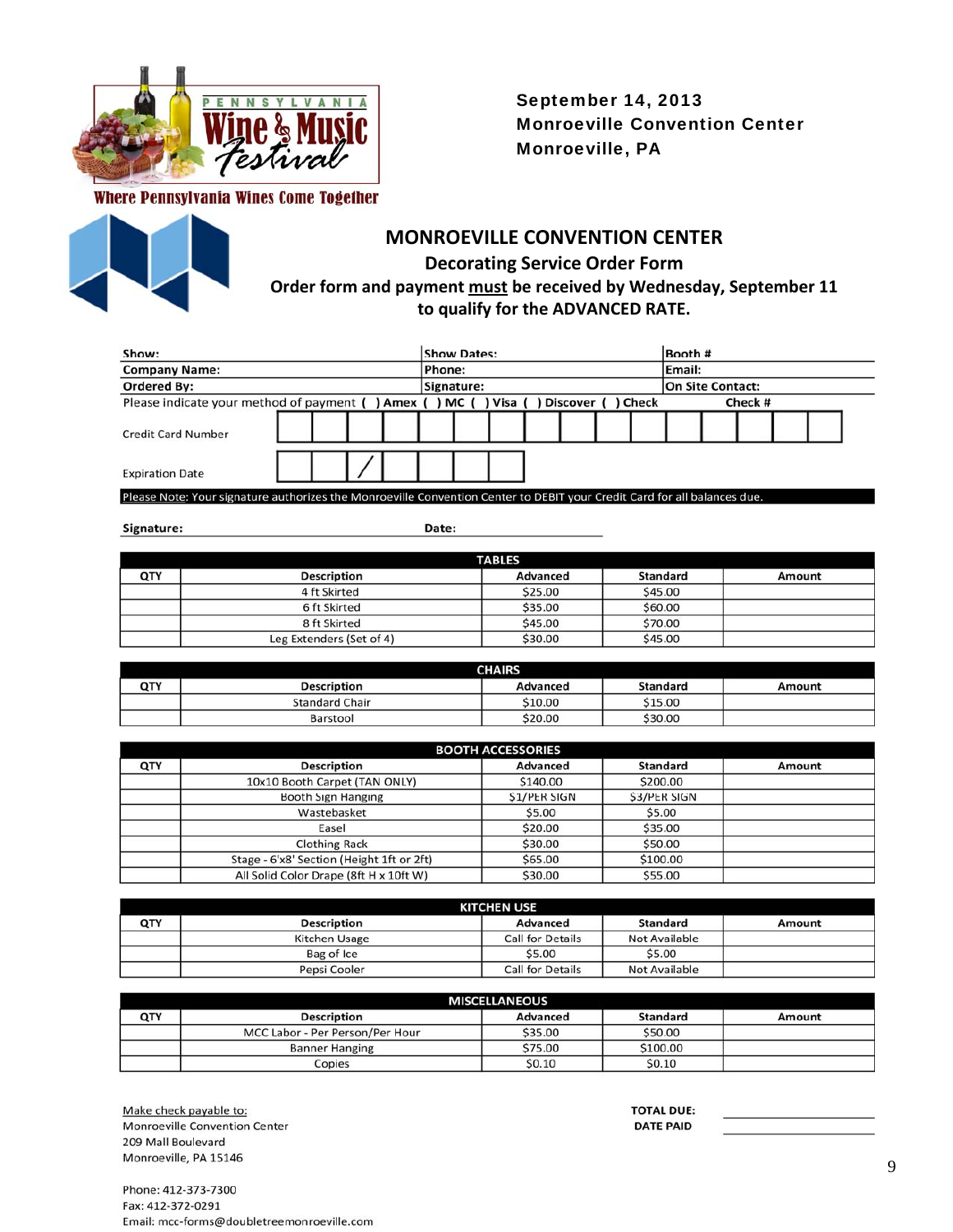PENNSYLVANIA Wine & Music Festival

Where Pennsylvania Wines Come Together

**September 14, 2013**
**Monroeville Convention Center**
**Monroeville, PA**

## MONROEVILLE CONVENTION CENTER

### Decorating Service Order Form

**Order form and payment must be received by Wednesday, September 11 to qualify for the ADVANCED RATE.**

| Show: | Show Dates: | Booth # |
|---|---|---|
| Company Name: | Phone: | Email: |
| Ordered By: | Signature: | On Site Contact: |

Please indicate your method of payment ( ) Amex ( ) MC ( ) Visa ( ) Discover ( ) Check Check #

Credit Card Number

Expiration Date /

Please Note: Your signature authorizes the Monroeville Convention Center to DEBIT your Credit Card for all balances due.

**Signature:** **Date:**

| TABLES | | | | |
|---|---|---|---|---|
| QTY | Description | Advanced | Standard | Amount |
| | 4 ft Skirted | $25.00 | $45.00 | |
| | 6 ft Skirted | $35.00 | $60.00 | |
| | 8 ft Skirted | $45.00 | $70.00 | |
| | Leg Extenders (Set of 4) | $30.00 | $45.00 | |

| CHAIRS | | | | |
|---|---|---|---|---|
| QTY | Description | Advanced | Standard | Amount |
| | Standard Chair | $10.00 | $15.00 | |
| | Barstool | $20.00 | $30.00 | |

| BOOTH ACCESSORIES | | | | |
|---|---|---|---|---|
| QTY | Description | Advanced | Standard | Amount |
| | 10x10 Booth Carpet (TAN ONLY) | $140.00 | $200.00 | |
| | Booth Sign Hanging | $1/PER SIGN | $3/PER SIGN | |
| | Wastebasket | $5.00 | $5.00 | |
| | Easel | $20.00 | $35.00 | |
| | Clothing Rack | $30.00 | $50.00 | |
| | Stage - 6'x8' Section (Height 1ft or 2ft) | $65.00 | $100.00 | |
| | All Solid Color Drape (8ft H x 10ft W) | $30.00 | $55.00 | |

| KITCHEN USE | | | | |
|---|---|---|---|---|
| QTY | Description | Advanced | Standard | Amount |
| | Kitchen Usage | Call for Details | Not Available | |
| | Bag of Ice | $5.00 | $5.00 | |
| | Pepsi Cooler | Call for Details | Not Available | |

| MISCELLANEOUS | | | | |
|---|---|---|---|---|
| QTY | Description | Advanced | Standard | Amount |
| | MCC Labor - Per Person/Per Hour | $35.00 | $50.00 | |
| | Banner Hanging | $75.00 | $100.00 | |
| | Copies | $0.10 | $0.10 | |

**TOTAL DUE:**
**DATE PAID**

Make check payable to:
Monroeville Convention Center
209 Mall Boulevard
Monroeville, PA 15146

Phone: 412-373-7300
Fax: 412-372-0291
Email: mcc-forms@doubletreemonroeville.com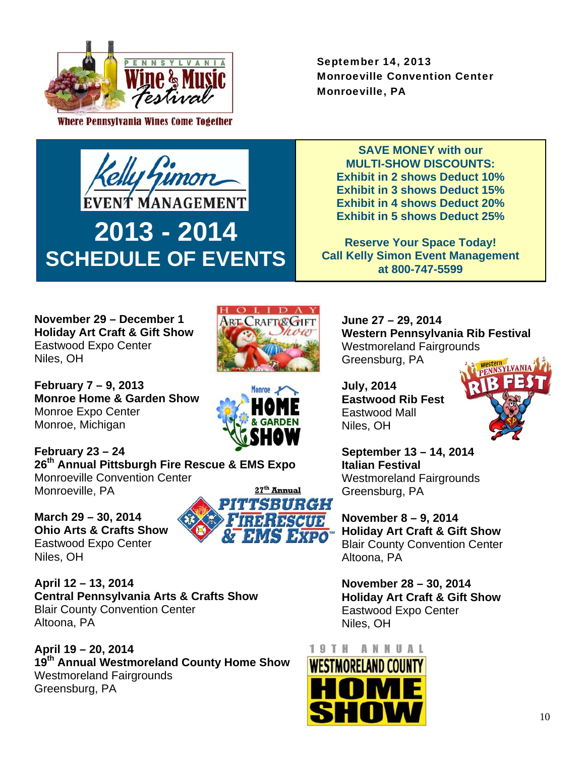Pennsylvania Wine & Music Festival

Where Pennsylvania Wines Come Together

**September 14, 2013**
**Monroeville Convention Center**
**Monroeville, PA**

Kelly Simon Event Management

# 2013 - 2014 SCHEDULE OF EVENTS

**SAVE MONEY with our MULTI-SHOW DISCOUNTS:**
**Exhibit in 2 shows Deduct 10%**
**Exhibit in 3 shows Deduct 15%**
**Exhibit in 4 shows Deduct 20%**
**Exhibit in 5 shows Deduct 25%**

**Reserve Your Space Today!**
**Call Kelly Simon Event Management at 800-747-5599**

**November 29 – December 1**
**Holiday Art Craft & Gift Show**
Eastwood Expo Center
Niles, OH

**February 7 – 9, 2013**
**Monroe Home & Garden Show**
Monroe Expo Center
Monroe, Michigan

**February 23 – 24**
**26th Annual Pittsburgh Fire Rescue & EMS Expo**
Monroeville Convention Center
Monroeville, PA

**March 29 – 30, 2014**
**Ohio Arts & Crafts Show**
Eastwood Expo Center
Niles, OH

**April 12 – 13, 2014**
**Central Pennsylvania Arts & Crafts Show**
Blair County Convention Center
Altoona, PA

**April 19 – 20, 2014**
**19th Annual Westmoreland County Home Show**
Westmoreland Fairgrounds
Greensburg, PA

**June 27 – 29, 2014**
**Western Pennsylvania Rib Festival**
Westmoreland Fairgrounds
Greensburg, PA

**July, 2014**
**Eastwood Rib Fest**
Eastwood Mall
Niles, OH

**September 13 – 14, 2014**
**Italian Festival**
Westmoreland Fairgrounds
Greensburg, PA

**November 8 – 9, 2014**
**Holiday Art Craft & Gift Show**
Blair County Convention Center
Altoona, PA

**November 28 – 30, 2014**
**Holiday Art Craft & Gift Show**
Eastwood Expo Center
Niles, OH